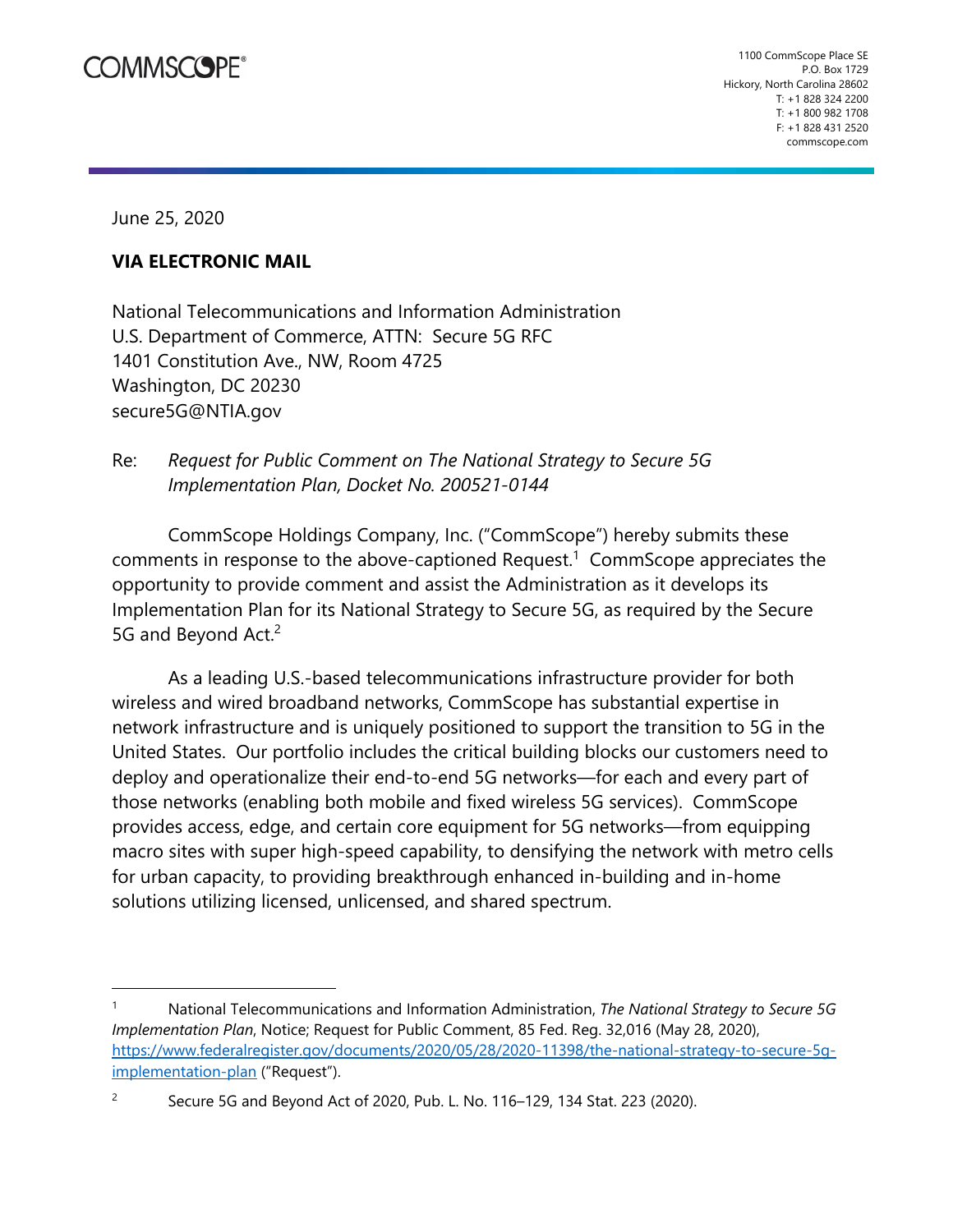COMMSCOPE®

1100 CommScope Place SE
P.O. Box 1729
Hickory, North Carolina 28602
T: +1 828 324 2200
T: +1 800 982 1708
F: +1 828 431 2520
commscope.com

June 25, 2020

**VIA ELECTRONIC MAIL**

National Telecommunications and Information Administration
U.S. Department of Commerce, ATTN: Secure 5G RFC
1401 Constitution Ave., NW, Room 4725
Washington, DC 20230
secure5G@NTIA.gov

Re: *Request for Public Comment on The National Strategy to Secure 5G Implementation Plan, Docket No. 200521-0144*

CommScope Holdings Company, Inc. ("CommScope") hereby submits these comments in response to the above-captioned Request.[1] CommScope appreciates the opportunity to provide comment and assist the Administration as it develops its Implementation Plan for its National Strategy to Secure 5G, as required by the Secure 5G and Beyond Act.[2]

As a leading U.S.-based telecommunications infrastructure provider for both wireless and wired broadband networks, CommScope has substantial expertise in network infrastructure and is uniquely positioned to support the transition to 5G in the United States. Our portfolio includes the critical building blocks our customers need to deploy and operationalize their end-to-end 5G networks—for each and every part of those networks (enabling both mobile and fixed wireless 5G services). CommScope provides access, edge, and certain core equipment for 5G networks—from equipping macro sites with super high-speed capability, to densifying the network with metro cells for urban capacity, to providing breakthrough enhanced in-building and in-home solutions utilizing licensed, unlicensed, and shared spectrum.

---

[1] National Telecommunications and Information Administration, *The National Strategy to Secure 5G Implementation Plan*, Notice; Request for Public Comment, 85 Fed. Reg. 32,016 (May 28, 2020), https://www.federalregister.gov/documents/2020/05/28/2020-11398/the-national-strategy-to-secure-5g-implementation-plan ("Request").

[2] Secure 5G and Beyond Act of 2020, Pub. L. No. 116–129, 134 Stat. 223 (2020).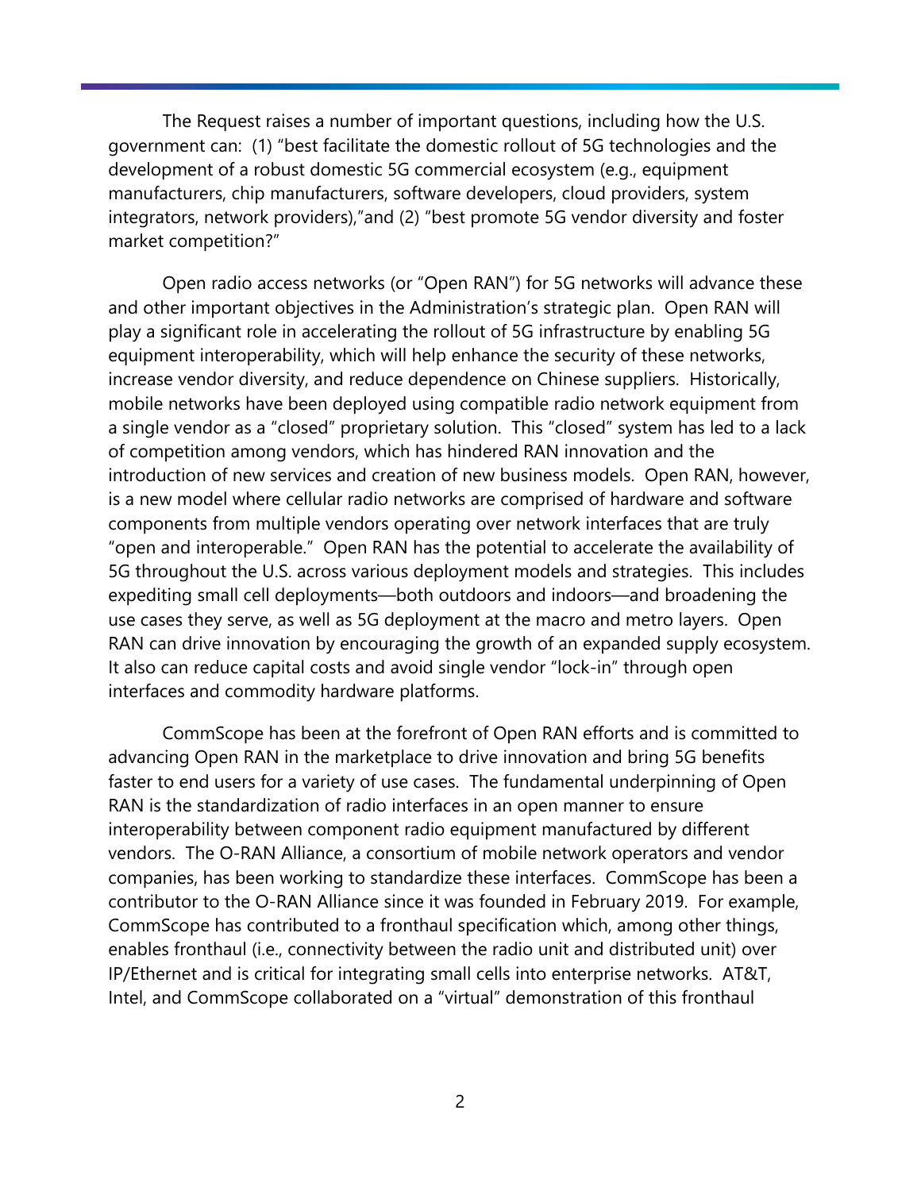The Request raises a number of important questions, including how the U.S. government can: (1) "best facilitate the domestic rollout of 5G technologies and the development of a robust domestic 5G commercial ecosystem (e.g., equipment manufacturers, chip manufacturers, software developers, cloud providers, system integrators, network providers),"and (2) "best promote 5G vendor diversity and foster market competition?"

Open radio access networks (or "Open RAN") for 5G networks will advance these and other important objectives in the Administration's strategic plan. Open RAN will play a significant role in accelerating the rollout of 5G infrastructure by enabling 5G equipment interoperability, which will help enhance the security of these networks, increase vendor diversity, and reduce dependence on Chinese suppliers. Historically, mobile networks have been deployed using compatible radio network equipment from a single vendor as a "closed" proprietary solution. This "closed" system has led to a lack of competition among vendors, which has hindered RAN innovation and the introduction of new services and creation of new business models. Open RAN, however, is a new model where cellular radio networks are comprised of hardware and software components from multiple vendors operating over network interfaces that are truly "open and interoperable." Open RAN has the potential to accelerate the availability of 5G throughout the U.S. across various deployment models and strategies. This includes expediting small cell deployments—both outdoors and indoors—and broadening the use cases they serve, as well as 5G deployment at the macro and metro layers. Open RAN can drive innovation by encouraging the growth of an expanded supply ecosystem. It also can reduce capital costs and avoid single vendor "lock-in" through open interfaces and commodity hardware platforms.

CommScope has been at the forefront of Open RAN efforts and is committed to advancing Open RAN in the marketplace to drive innovation and bring 5G benefits faster to end users for a variety of use cases. The fundamental underpinning of Open RAN is the standardization of radio interfaces in an open manner to ensure interoperability between component radio equipment manufactured by different vendors. The O-RAN Alliance, a consortium of mobile network operators and vendor companies, has been working to standardize these interfaces. CommScope has been a contributor to the O-RAN Alliance since it was founded in February 2019. For example, CommScope has contributed to a fronthaul specification which, among other things, enables fronthaul (i.e., connectivity between the radio unit and distributed unit) over IP/Ethernet and is critical for integrating small cells into enterprise networks. AT&T, Intel, and CommScope collaborated on a "virtual" demonstration of this fronthaul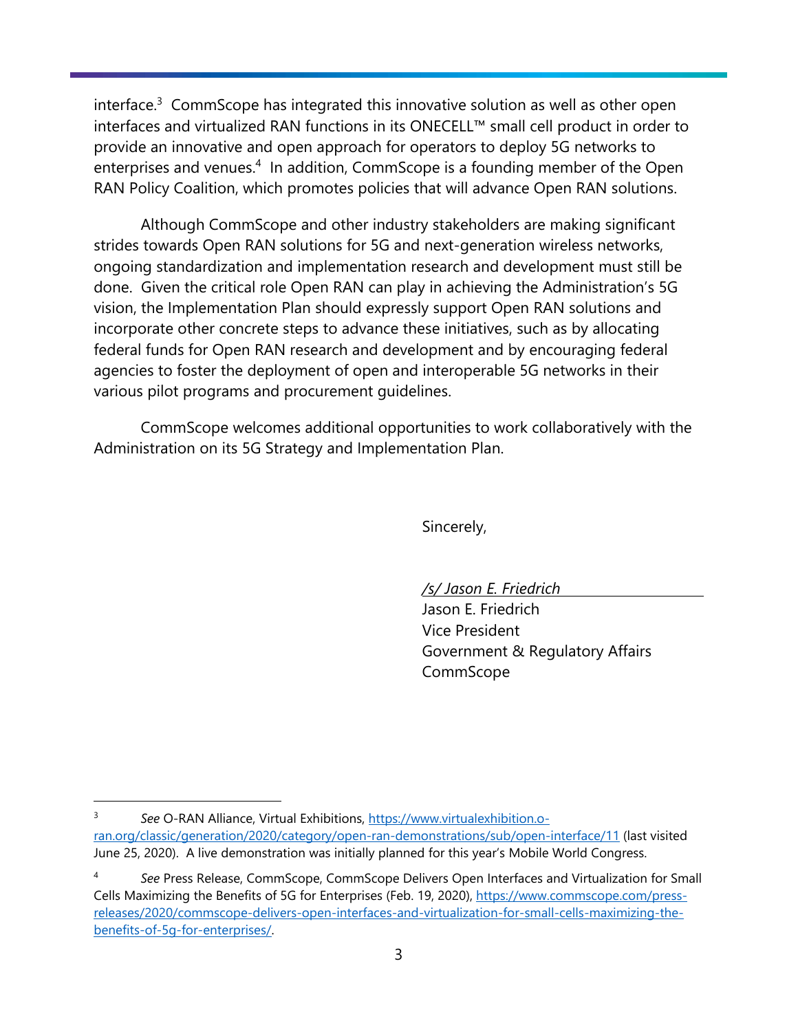interface.[3] CommScope has integrated this innovative solution as well as other open interfaces and virtualized RAN functions in its ONECELL™ small cell product in order to provide an innovative and open approach for operators to deploy 5G networks to enterprises and venues.[4] In addition, CommScope is a founding member of the Open RAN Policy Coalition, which promotes policies that will advance Open RAN solutions.

Although CommScope and other industry stakeholders are making significant strides towards Open RAN solutions for 5G and next-generation wireless networks, ongoing standardization and implementation research and development must still be done. Given the critical role Open RAN can play in achieving the Administration's 5G vision, the Implementation Plan should expressly support Open RAN solutions and incorporate other concrete steps to advance these initiatives, such as by allocating federal funds for Open RAN research and development and by encouraging federal agencies to foster the deployment of open and interoperable 5G networks in their various pilot programs and procurement guidelines.

CommScope welcomes additional opportunities to work collaboratively with the Administration on its 5G Strategy and Implementation Plan.

Sincerely,

*/s/ Jason E. Friedrich*

Jason E. Friedrich
Vice President
Government & Regulatory Affairs
CommScope

---

[3] *See* O-RAN Alliance, Virtual Exhibitions, https://www.virtualexhibition.o-ran.org/classic/generation/2020/category/open-ran-demonstrations/sub/open-interface/11 (last visited June 25, 2020). A live demonstration was initially planned for this year's Mobile World Congress.

[4] *See* Press Release, CommScope, CommScope Delivers Open Interfaces and Virtualization for Small Cells Maximizing the Benefits of 5G for Enterprises (Feb. 19, 2020), https://www.commscope.com/press-releases/2020/commscope-delivers-open-interfaces-and-virtualization-for-small-cells-maximizing-the-benefits-of-5g-for-enterprises/.